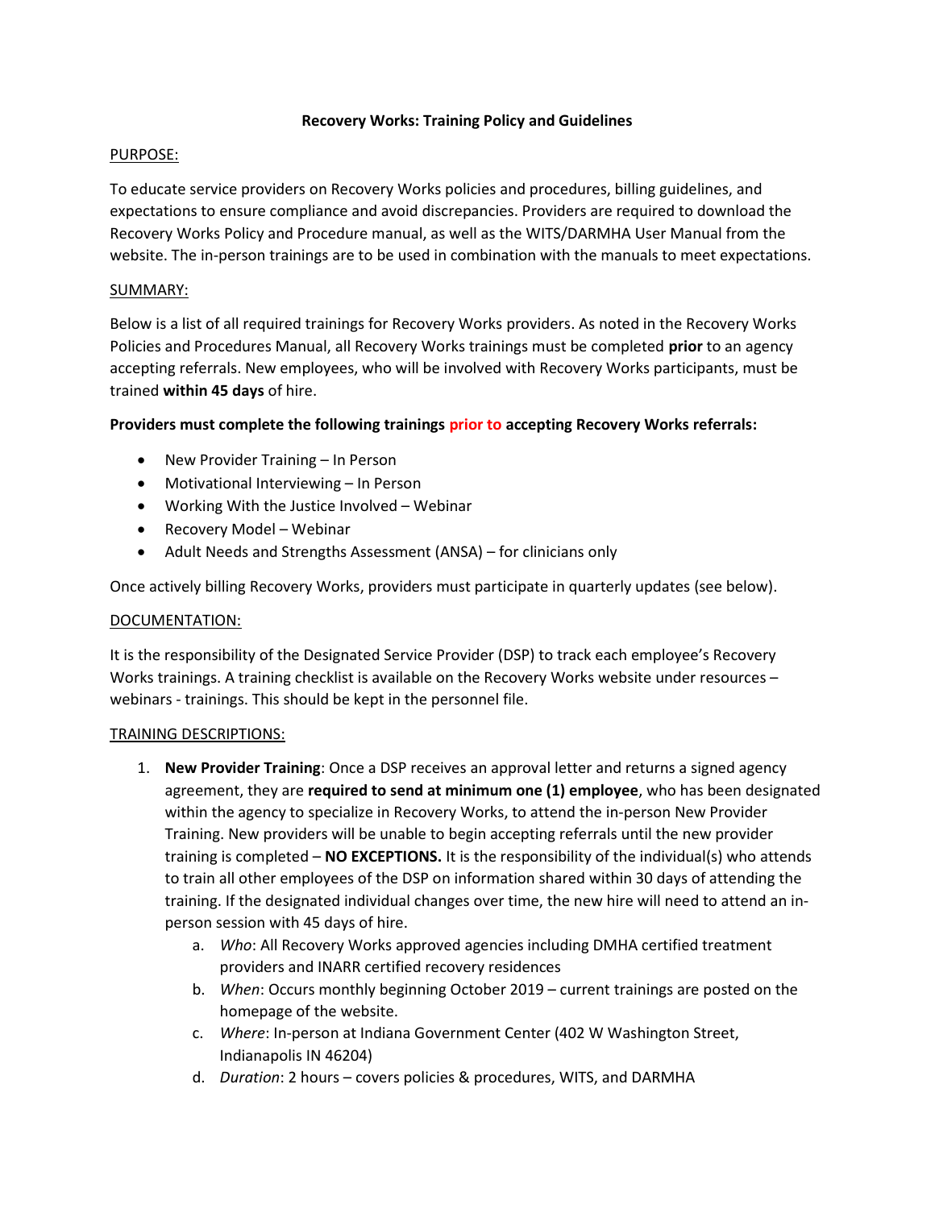# Recovery Works: Training Policy and Guidelines

## PURPOSE:

To educate service providers on Recovery Works policies and procedures, billing guidelines, and expectations to ensure compliance and avoid discrepancies. Providers are required to download the Recovery Works Policy and Procedure manual, as well as the WITS/DARMHA User Manual from the website. The in-person trainings are to be used in combination with the manuals to meet expectations.

## SUMMARY:

Below is a list of all required trainings for Recovery Works providers. As noted in the Recovery Works Policies and Procedures Manual, all Recovery Works trainings must be completed **prior** to an agency accepting referrals. New employees, who will be involved with Recovery Works participants, must be trained **within 45 days** of hire.

**Providers must complete the following trainings prior to accepting Recovery Works referrals:**

- New Provider Training – In Person
- Motivational Interviewing – In Person
- Working With the Justice Involved – Webinar
- Recovery Model – Webinar
- Adult Needs and Strengths Assessment (ANSA) – for clinicians only

Once actively billing Recovery Works, providers must participate in quarterly updates (see below).

## DOCUMENTATION:

It is the responsibility of the Designated Service Provider (DSP) to track each employee's Recovery Works trainings. A training checklist is available on the Recovery Works website under resources – webinars - trainings. This should be kept in the personnel file.

## TRAINING DESCRIPTIONS:

1. **New Provider Training**: Once a DSP receives an approval letter and returns a signed agency agreement, they are **required to send at minimum one (1) employee**, who has been designated within the agency to specialize in Recovery Works, to attend the in-person New Provider Training. New providers will be unable to begin accepting referrals until the new provider training is completed – **NO EXCEPTIONS.** It is the responsibility of the individual(s) who attends to train all other employees of the DSP on information shared within 30 days of attending the training. If the designated individual changes over time, the new hire will need to attend an in-person session with 45 days of hire.
   a. *Who*: All Recovery Works approved agencies including DMHA certified treatment providers and INARR certified recovery residences
   b. *When*: Occurs monthly beginning October 2019 – current trainings are posted on the homepage of the website.
   c. *Where*: In-person at Indiana Government Center (402 W Washington Street, Indianapolis IN 46204)
   d. *Duration*: 2 hours – covers policies & procedures, WITS, and DARMHA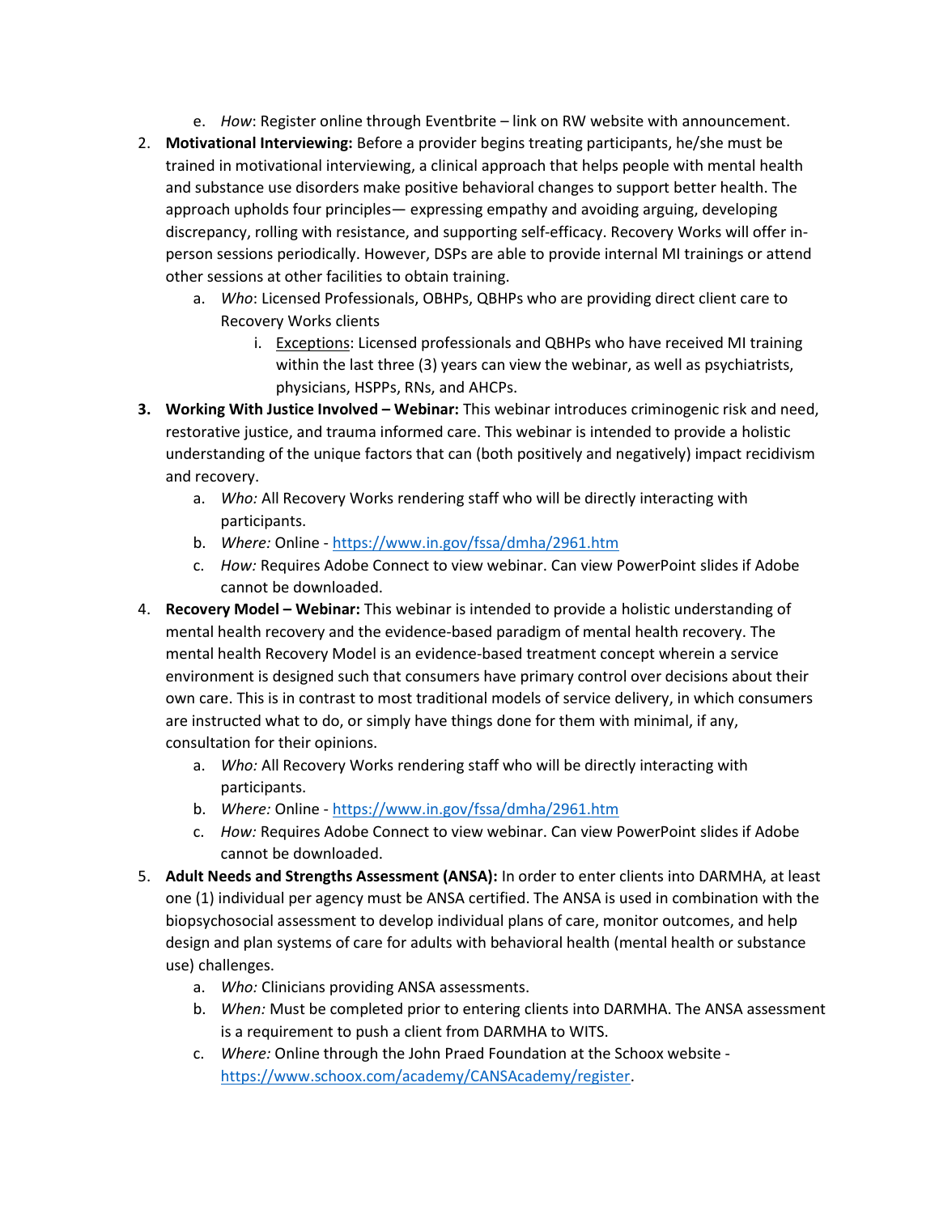e. *How*: Register online through Eventbrite – link on RW website with announcement.

2. **Motivational Interviewing:** Before a provider begins treating participants, he/she must be trained in motivational interviewing, a clinical approach that helps people with mental health and substance use disorders make positive behavioral changes to support better health. The approach upholds four principles— expressing empathy and avoiding arguing, developing discrepancy, rolling with resistance, and supporting self-efficacy. Recovery Works will offer in-person sessions periodically. However, DSPs are able to provide internal MI trainings or attend other sessions at other facilities to obtain training.
   a. *Who*: Licensed Professionals, OBHPs, QBHPs who are providing direct client care to Recovery Works clients
      i. <u>Exceptions</u>: Licensed professionals and QBHPs who have received MI training within the last three (3) years can view the webinar, as well as psychiatrists, physicians, HSPPs, RNs, and AHCPs.

3. **Working With Justice Involved – Webinar:** This webinar introduces criminogenic risk and need, restorative justice, and trauma informed care. This webinar is intended to provide a holistic understanding of the unique factors that can (both positively and negatively) impact recidivism and recovery.
   a. *Who:* All Recovery Works rendering staff who will be directly interacting with participants.
   b. *Where:* Online - https://www.in.gov/fssa/dmha/2961.htm
   c. *How:* Requires Adobe Connect to view webinar. Can view PowerPoint slides if Adobe cannot be downloaded.

4. **Recovery Model – Webinar:** This webinar is intended to provide a holistic understanding of mental health recovery and the evidence-based paradigm of mental health recovery. The mental health Recovery Model is an evidence-based treatment concept wherein a service environment is designed such that consumers have primary control over decisions about their own care. This is in contrast to most traditional models of service delivery, in which consumers are instructed what to do, or simply have things done for them with minimal, if any, consultation for their opinions.
   a. *Who:* All Recovery Works rendering staff who will be directly interacting with participants.
   b. *Where:* Online - https://www.in.gov/fssa/dmha/2961.htm
   c. *How:* Requires Adobe Connect to view webinar. Can view PowerPoint slides if Adobe cannot be downloaded.

5. **Adult Needs and Strengths Assessment (ANSA):** In order to enter clients into DARMHA, at least one (1) individual per agency must be ANSA certified. The ANSA is used in combination with the biopsychosocial assessment to develop individual plans of care, monitor outcomes, and help design and plan systems of care for adults with behavioral health (mental health or substance use) challenges.
   a. *Who:* Clinicians providing ANSA assessments.
   b. *When:* Must be completed prior to entering clients into DARMHA. The ANSA assessment is a requirement to push a client from DARMHA to WITS.
   c. *Where:* Online through the John Praed Foundation at the Schoox website - https://www.schoox.com/academy/CANSAcademy/register.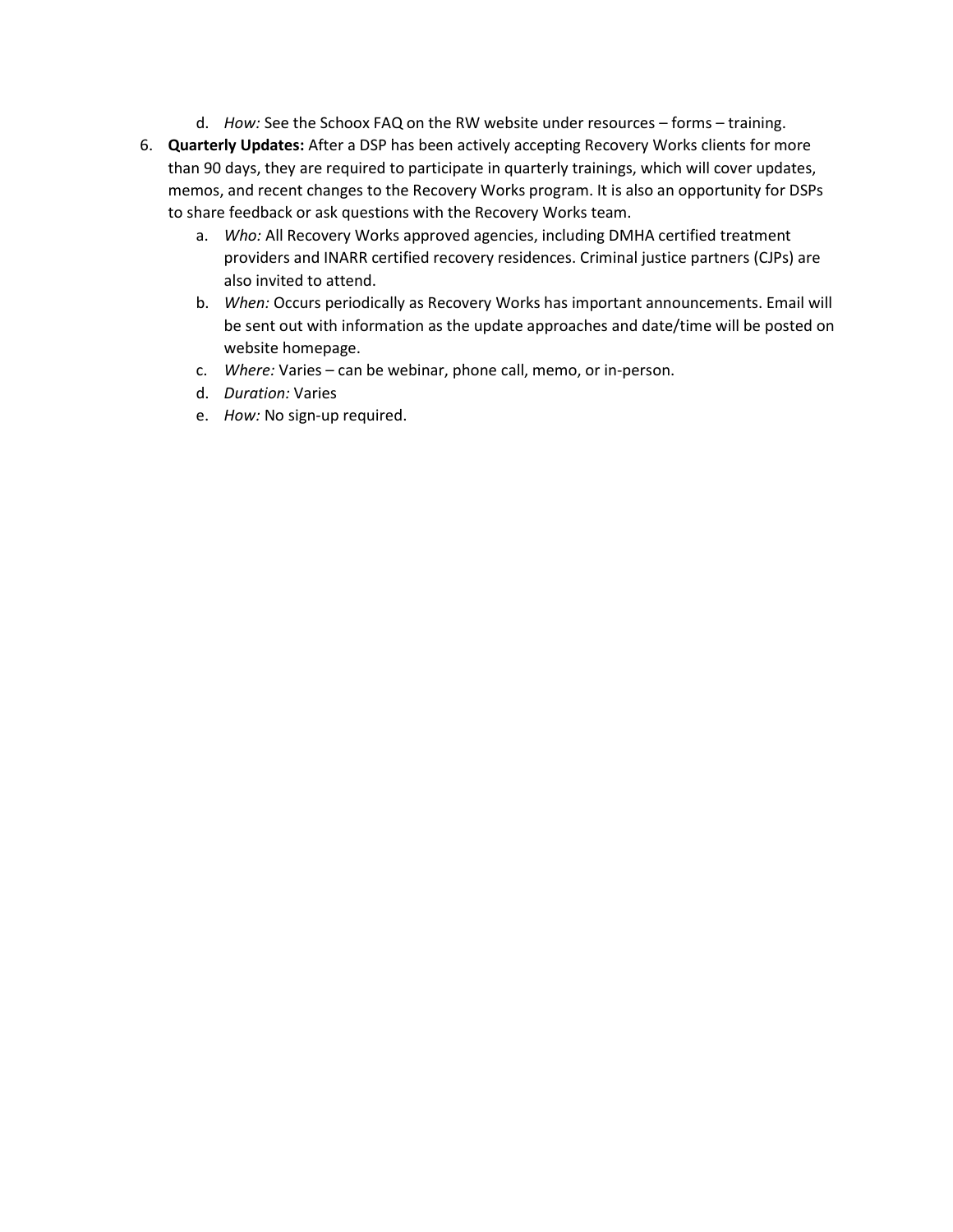d. *How:* See the Schoox FAQ on the RW website under resources – forms – training.

6. **Quarterly Updates:** After a DSP has been actively accepting Recovery Works clients for more than 90 days, they are required to participate in quarterly trainings, which will cover updates, memos, and recent changes to the Recovery Works program. It is also an opportunity for DSPs to share feedback or ask questions with the Recovery Works team.
   a. *Who:* All Recovery Works approved agencies, including DMHA certified treatment providers and INARR certified recovery residences. Criminal justice partners (CJPs) are also invited to attend.
   b. *When:* Occurs periodically as Recovery Works has important announcements. Email will be sent out with information as the update approaches and date/time will be posted on website homepage.
   c. *Where:* Varies – can be webinar, phone call, memo, or in-person.
   d. *Duration:* Varies
   e. *How:* No sign-up required.